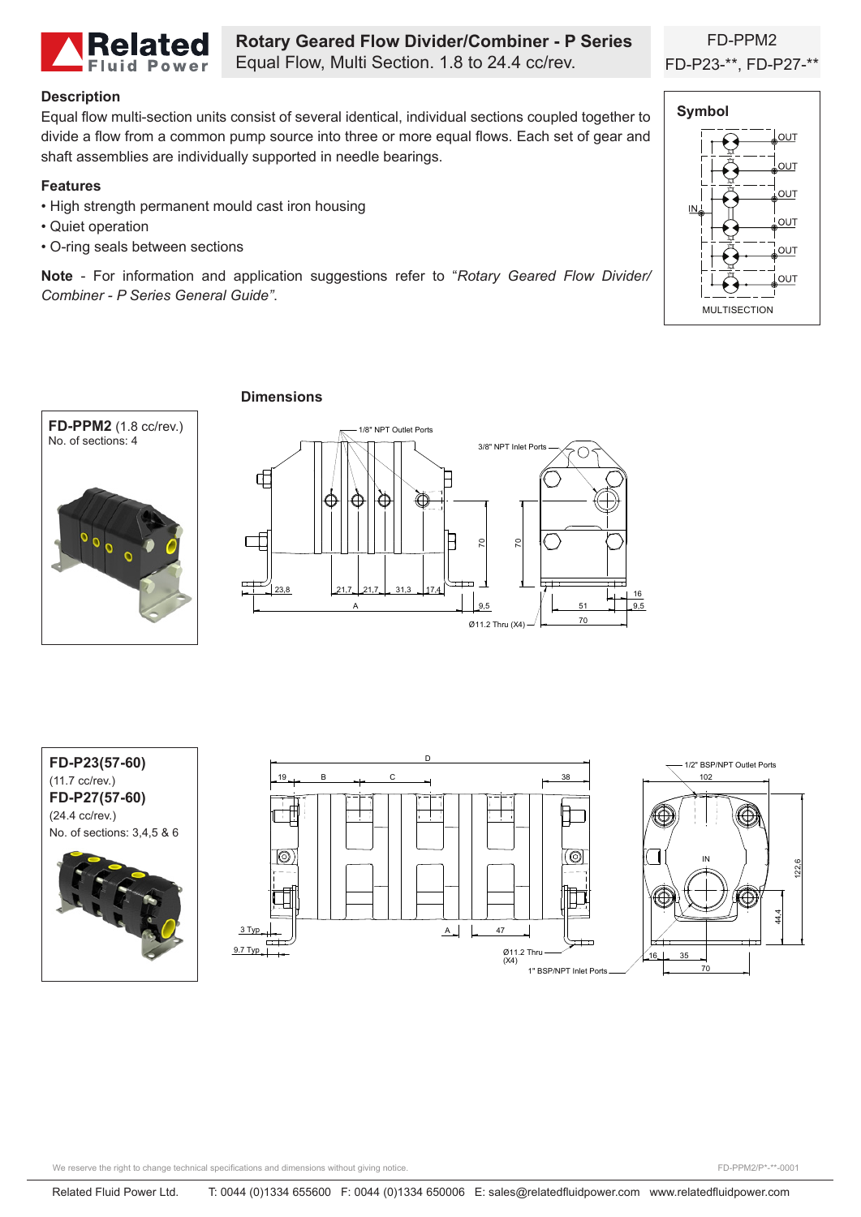# Rotary Geared Flow Divider/Combiner - P Series

Equal Flow, Multi Section. 1.8 to 24.4 cc/rev.

FD-PPM2
FD-P23-**, FD-P27-**

## Description

Equal flow multi-section units consist of several identical, individual sections coupled together to divide a flow from a common pump source into three or more equal flows. Each set of gear and shaft assemblies are individually supported in needle bearings.

## Features

- High strength permanent mould cast iron housing
- Quiet operation
- O-ring seals between sections

**Note** - For information and application suggestions refer to "*Rotary Geared Flow Divider/ Combiner - P Series General Guide"*.

## Symbol

IN, OUT, OUT, OUT, OUT, OUT, OUT

MULTISECTION

## Dimensions

**FD-PPM2** (1.8 cc/rev.)
No. of sections: 4

1/8" NPT Outlet Ports
3/8" NPT Inlet Ports
23,8 | 21,7 | 21,7 | 31,3 | 17,4 | A | 9,5 | 70 | 70 | 16 | 51 | 9,5 | 70
Ø11.2 Thru (X4)

**FD-P23(57-60)**
(11.7 cc/rev.)
**FD-P27(57-60)**
(24.4 cc/rev.)
No. of sections: 3,4,5 & 6

D | 19 | B | C | 38
1/2" BSP/NPT Outlet Ports
102 | IN | 122,6 | 44,4
3 Typ | 9.7 Typ | A | 47
Ø11.2 Thru (X4)
1" BSP/NPT Inlet Ports
16 | 35 | 70

We reserve the right to change technical specifications and dimensions without giving notice.

FD-PPM2/P*-**-0001

Related Fluid Power Ltd. T: 0044 (0)1334 655600 F: 0044 (0)1334 650006 E: sales@relatedfluidpower.com www.relatedfluidpower.com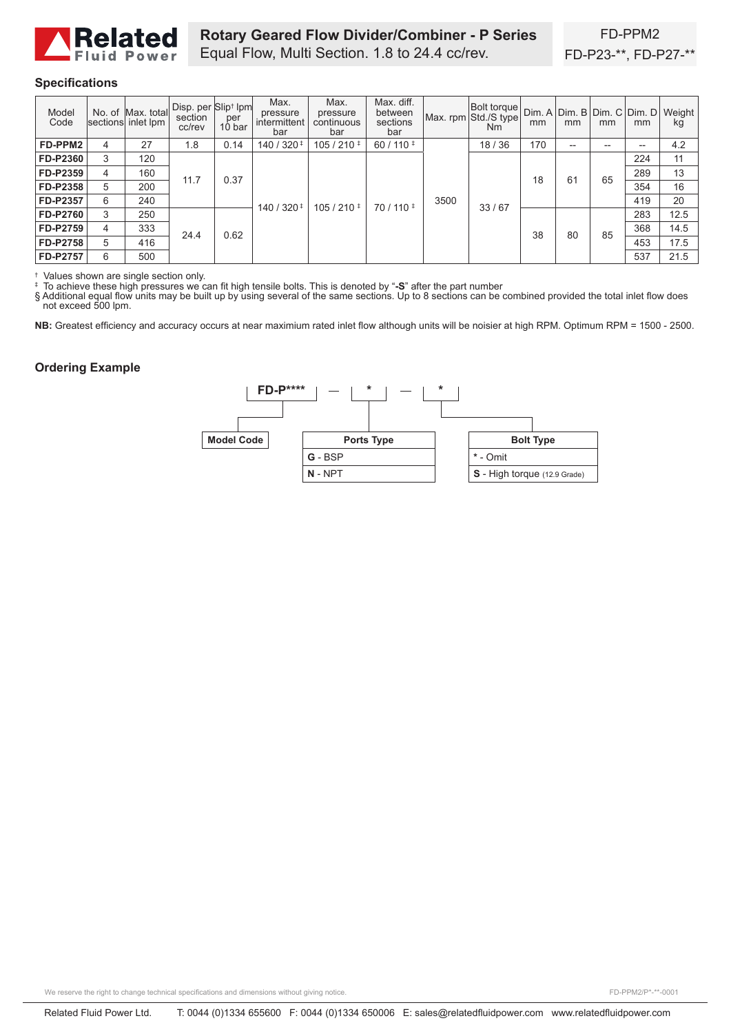# Rotary Geared Flow Divider/Combiner - P Series

Equal Flow, Multi Section. 1.8 to 24.4 cc/rev.

FD-PPM2
FD-P23-**, FD-P27-**

## Specifications

| Model Code | No. of sections | Max. total inlet lpm | Disp. per section cc/rev | Slip† lpm per 10 bar | Max. pressure intermittent bar | Max. pressure continuous bar | Max. diff. between sections bar | Max. rpm | Bolt torque Std./S type Nm | Dim. A mm | Dim. B mm | Dim. C mm | Dim. D mm | Weight kg |
|---|---|---|---|---|---|---|---|---|---|---|---|---|---|---|
| **FD-PPM2** | 4 | 27 | 1.8 | 0.14 | 140 / 320 ‡ | 105 / 210 ‡ | 60 / 110 ‡ | 3500 | 18 / 36 | 170 | -- | -- | -- | 4.2 |
| **FD-P2360** | 3 | 120 | 11.7 | 0.37 | 140 / 320 ‡ | 105 / 210 ‡ | 70 / 110 ‡ | 3500 | 33 / 67 | 18 | 61 | 65 | 224 | 11 |
| **FD-P2359** | 4 | 160 | 11.7 | 0.37 | 140 / 320 ‡ | 105 / 210 ‡ | 70 / 110 ‡ | 3500 | 33 / 67 | 18 | 61 | 65 | 289 | 13 |
| **FD-P2358** | 5 | 200 | 11.7 | 0.37 | 140 / 320 ‡ | 105 / 210 ‡ | 70 / 110 ‡ | 3500 | 33 / 67 | 18 | 61 | 65 | 354 | 16 |
| **FD-P2357** | 6 | 240 | 11.7 | 0.37 | 140 / 320 ‡ | 105 / 210 ‡ | 70 / 110 ‡ | 3500 | 33 / 67 | 18 | 61 | 65 | 419 | 20 |
| **FD-P2760** | 3 | 250 | 24.4 | 0.62 | 140 / 320 ‡ | 105 / 210 ‡ | 70 / 110 ‡ | 3500 | 33 / 67 | 38 | 80 | 85 | 283 | 12.5 |
| **FD-P2759** | 4 | 333 | 24.4 | 0.62 | 140 / 320 ‡ | 105 / 210 ‡ | 70 / 110 ‡ | 3500 | 33 / 67 | 38 | 80 | 85 | 368 | 14.5 |
| **FD-P2758** | 5 | 416 | 24.4 | 0.62 | 140 / 320 ‡ | 105 / 210 ‡ | 70 / 110 ‡ | 3500 | 33 / 67 | 38 | 80 | 85 | 453 | 17.5 |
| **FD-P2757** | 6 | 500 | 24.4 | 0.62 | 140 / 320 ‡ | 105 / 210 ‡ | 70 / 110 ‡ | 3500 | 33 / 67 | 38 | 80 | 85 | 537 | 21.5 |

† Values shown are single section only.
‡ To achieve these high pressures we can fit high tensile bolts. This is denoted by "**-S**" after the part number
§ Additional equal flow units may be built up by using several of the same sections. Up to 8 sections can be combined provided the total inlet flow does not exceed 500 lpm.

**NB:** Greatest efficiency and accuracy occurs at near maximium rated inlet flow although units will be noisier at high RPM. Optimum RPM = 1500 - 2500.

## Ordering Example

**FD-P**** — * — *

| Model Code |
|---|

| Ports Type |
|---|
| **G** - BSP |
| **N** - NPT |

| Bolt Type |
|---|
| * - Omit |
| **S** - High torque (12.9 Grade) |

We reserve the right to change technical specifications and dimensions without giving notice.

FD-PPM2/P*-**-0001

Related Fluid Power Ltd. T: 0044 (0)1334 655600 F: 0044 (0)1334 650006 E: sales@relatedfluidpower.com www.relatedfluidpower.com